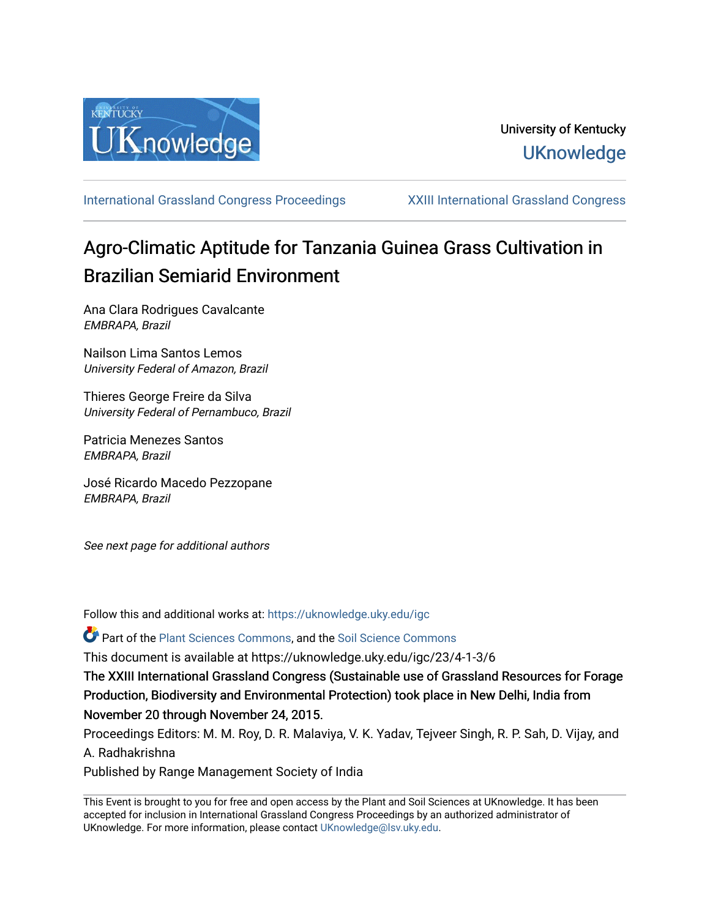University of Kentucky

UKnowledge

International Grassland Congress Proceedings

XXIII International Grassland Congress

# Agro-Climatic Aptitude for Tanzania Guinea Grass Cultivation in Brazilian Semiarid Environment

Ana Clara Rodrigues Cavalcante
*EMBRAPA, Brazil*

Nailson Lima Santos Lemos
*University Federal of Amazon, Brazil*

Thieres George Freire da Silva
*University Federal of Pernambuco, Brazil*

Patricia Menezes Santos
*EMBRAPA, Brazil*

José Ricardo Macedo Pezzopane
*EMBRAPA, Brazil*

*See next page for additional authors*

Follow this and additional works at: https://uknowledge.uky.edu/igc

Part of the Plant Sciences Commons, and the Soil Science Commons

This document is available at https://uknowledge.uky.edu/igc/23/4-1-3/6

The XXIII International Grassland Congress (Sustainable use of Grassland Resources for Forage Production, Biodiversity and Environmental Protection) took place in New Delhi, India from November 20 through November 24, 2015.

Proceedings Editors: M. M. Roy, D. R. Malaviya, V. K. Yadav, Tejveer Singh, R. P. Sah, D. Vijay, and A. Radhakrishna

Published by Range Management Society of India

This Event is brought to you for free and open access by the Plant and Soil Sciences at UKnowledge. It has been accepted for inclusion in International Grassland Congress Proceedings by an authorized administrator of UKnowledge. For more information, please contact UKnowledge@lsv.uky.edu.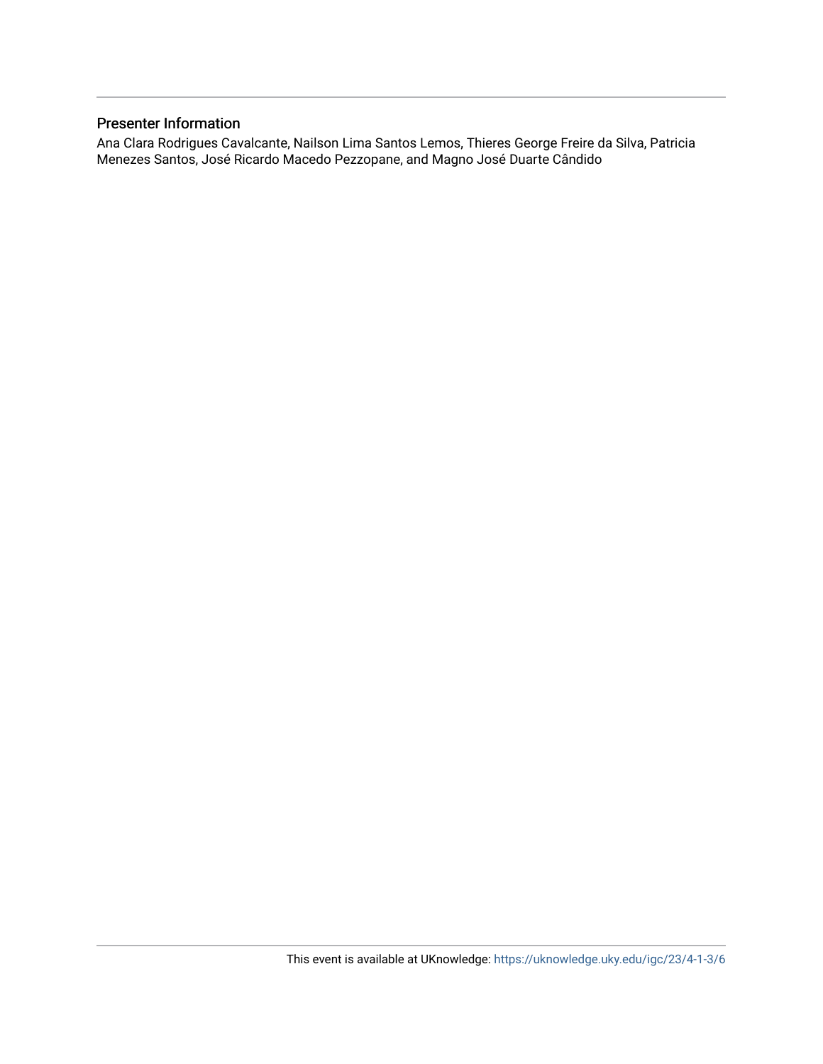## Presenter Information

Ana Clara Rodrigues Cavalcante, Nailson Lima Santos Lemos, Thieres George Freire da Silva, Patricia Menezes Santos, José Ricardo Macedo Pezzopane, and Magno José Duarte Cândido

This event is available at UKnowledge: https://uknowledge.uky.edu/igc/23/4-1-3/6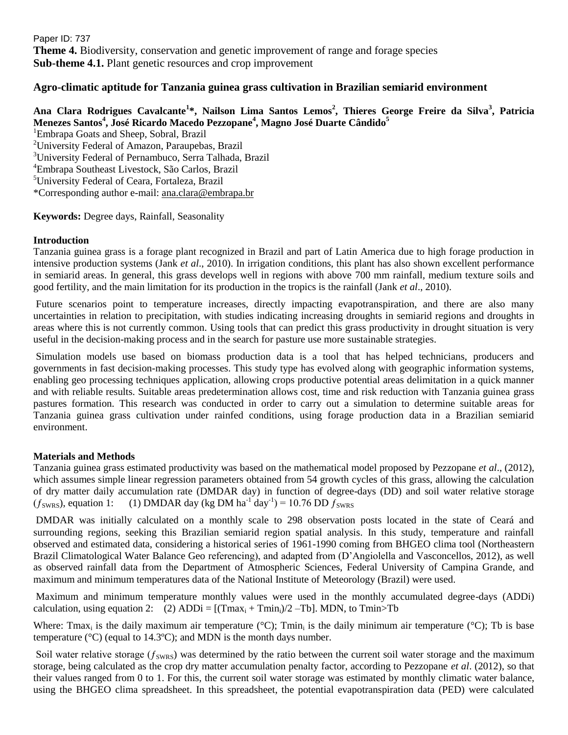Paper ID: 737

**Theme 4.** Biodiversity, conservation and genetic improvement of range and forage species

**Sub-theme 4.1.** Plant genetic resources and crop improvement

## Agro-climatic aptitude for Tanzania guinea grass cultivation in Brazilian semiarid environment

**Ana Clara Rodrigues Cavalcante[1]\*, Nailson Lima Santos Lemos[2], Thieres George Freire da Silva[3], Patricia Menezes Santos[4], José Ricardo Macedo Pezzopane[4], Magno José Duarte Cândido[5]**

[1]Embrapa Goats and Sheep, Sobral, Brazil

[2]University Federal of Amazon, Paraupebas, Brazil

[3]University Federal of Pernambuco, Serra Talhada, Brazil

[4]Embrapa Southeast Livestock, São Carlos, Brazil

[5]University Federal of Ceara, Fortaleza, Brazil

\*Corresponding author e-mail: ana.clara@embrapa.br

**Keywords:** Degree days, Rainfall, Seasonality

### Introduction

Tanzania guinea grass is a forage plant recognized in Brazil and part of Latin America due to high forage production in intensive production systems (Jank *et al*., 2010). In irrigation conditions, this plant has also shown excellent performance in semiarid areas. In general, this grass develops well in regions with above 700 mm rainfall, medium texture soils and good fertility, and the main limitation for its production in the tropics is the rainfall (Jank *et al*., 2010).

Future scenarios point to temperature increases, directly impacting evapotranspiration, and there are also many uncertainties in relation to precipitation, with studies indicating increasing droughts in semiarid regions and droughts in areas where this is not currently common. Using tools that can predict this grass productivity in drought situation is very useful in the decision-making process and in the search for pasture use more sustainable strategies.

Simulation models use based on biomass production data is a tool that has helped technicians, producers and governments in fast decision-making processes. This study type has evolved along with geographic information systems, enabling geo processing techniques application, allowing crops productive potential areas delimitation in a quick manner and with reliable results. Suitable areas predetermination allows cost, time and risk reduction with Tanzania guinea grass pastures formation. This research was conducted in order to carry out a simulation to determine suitable areas for Tanzania guinea grass cultivation under rainfed conditions, using forage production data in a Brazilian semiarid environment.

### Materials and Methods

Tanzania guinea grass estimated productivity was based on the mathematical model proposed by Pezzopane *et al*., (2012), which assumes simple linear regression parameters obtained from 54 growth cycles of this grass, allowing the calculation of dry matter daily accumulation rate (DMDAR day) in function of degree-days (DD) and soil water relative storage ($f_{SWRS}$), equation 1: (1) DMDAR day (kg DM ha$^{-1}$ day$^{-1}$) = 10.76 DD $f_{SWRS}$

DMDAR was initially calculated on a monthly scale to 298 observation posts located in the state of Ceará and surrounding regions, seeking this Brazilian semiarid region spatial analysis. In this study, temperature and rainfall observed and estimated data, considering a historical series of 1961-1990 coming from BHGEO clima tool (Northeastern Brazil Climatological Water Balance Geo referencing), and adapted from (D'Angiolella and Vasconcellos, 2012), as well as observed rainfall data from the Department of Atmospheric Sciences, Federal University of Campina Grande, and maximum and minimum temperatures data of the National Institute of Meteorology (Brazil) were used.

Maximum and minimum temperature monthly values were used in the monthly accumulated degree-days (ADDi) calculation, using equation 2: (2) $ADDi = [(Tmax_i + Tmin_i)/2 - Tb]. MDN$, to Tmin>Tb

Where: $Tmax_i$ is the daily maximum air temperature (°C); $Tmin_i$ is the daily minimum air temperature (°C); Tb is base temperature (°C) (equal to 14.3ºC); and MDN is the month days number.

Soil water relative storage ($f_{SWRS}$) was determined by the ratio between the current soil water storage and the maximum storage, being calculated as the crop dry matter accumulation penalty factor, according to Pezzopane *et al*. (2012), so that their values ranged from 0 to 1. For this, the current soil water storage was estimated by monthly climatic water balance, using the BHGEO clima spreadsheet. In this spreadsheet, the potential evapotranspiration data (PED) were calculated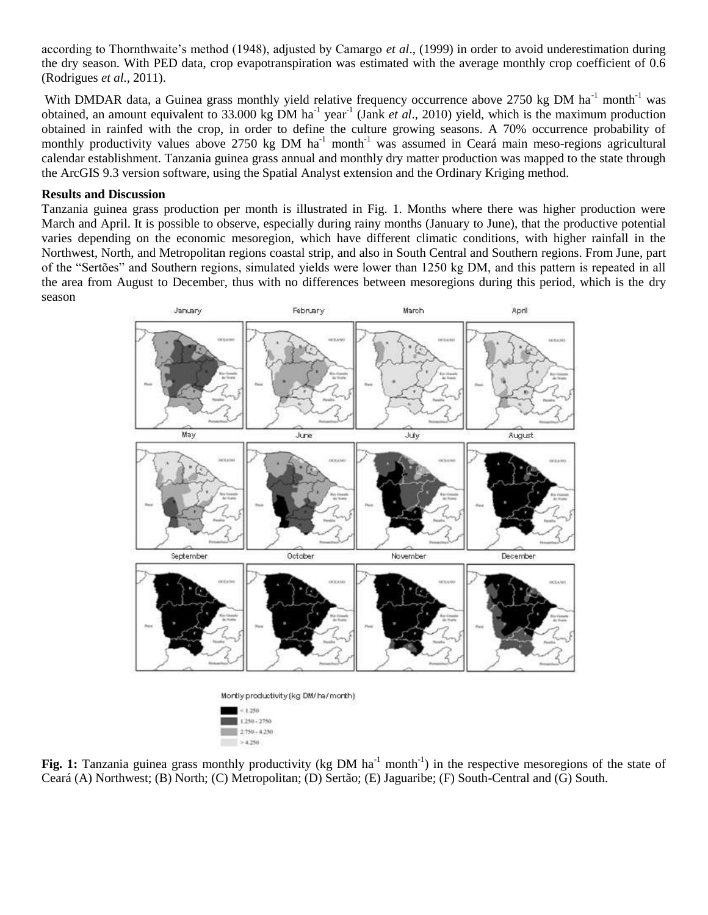according to Thornthwaite's method (1948), adjusted by Camargo *et al*., (1999) in order to avoid underestimation during the dry season. With PED data, crop evapotranspiration was estimated with the average monthly crop coefficient of 0.6 (Rodrigues *et al.*, 2011).

With DMDAR data, a Guinea grass monthly yield relative frequency occurrence above 2750 kg DM $ha^{-1}$ $month^{-1}$ was obtained, an amount equivalent to 33.000 kg DM $ha^{-1}$ $year^{-1}$ (Jank *et al*., 2010) yield, which is the maximum production obtained in rainfed with the crop, in order to define the culture growing seasons. A 70% occurrence probability of monthly productivity values above 2750 kg DM $ha^{-1}$ $month^{-1}$ was assumed in Ceará main meso-regions agricultural calendar establishment. Tanzania guinea grass annual and monthly dry matter production was mapped to the state through the ArcGIS 9.3 version software, using the Spatial Analyst extension and the Ordinary Kriging method.

## Results and Discussion

Tanzania guinea grass production per month is illustrated in Fig. 1. Months where there was higher production were March and April. It is possible to observe, especially during rainy months (January to June), that the productive potential varies depending on the economic mesoregion, which have different climatic conditions, with higher rainfall in the Northwest, North, and Metropolitan regions coastal strip, and also in South Central and Southern regions. From June, part of the "Sertões" and Southern regions, simulated yields were lower than 1250 kg DM, and this pattern is repeated in all the area from August to December, thus with no differences between mesoregions during this period, which is the dry season

**Fig. 1:** Tanzania guinea grass monthly productivity (kg DM $ha^{-1}$ $month^{-1}$) in the respective mesoregions of the state of Ceará (A) Northwest; (B) North; (C) Metropolitan; (D) Sertão; (E) Jaguaribe; (F) South-Central and (G) South.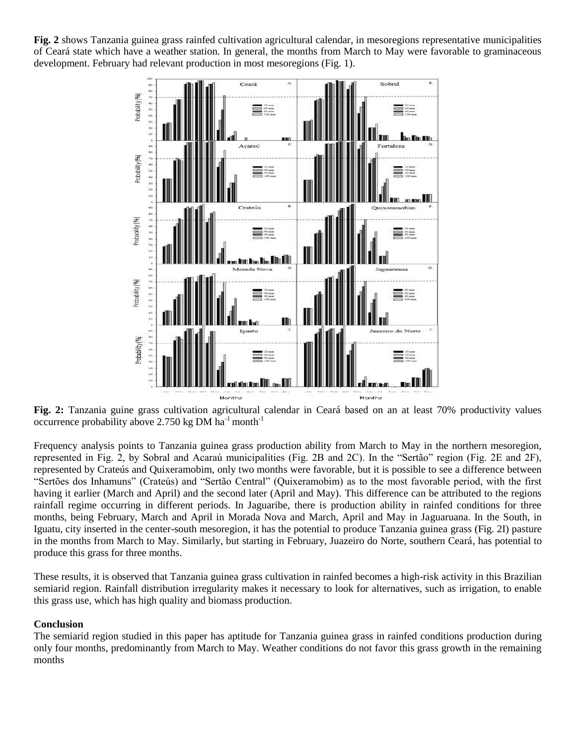**Fig. 2** shows Tanzania guinea grass rainfed cultivation agricultural calendar, in mesoregions representative municipalities of Ceará state which have a weather station. In general, the months from March to May were favorable to graminaceous development. February had relevant production in most mesoregions (Fig. 1).

**Fig. 2:** Tanzania guine grass cultivation agricultural calendar in Ceará based on an at least 70% productivity values occurrence probability above 2.750 kg DM $ha^{-1}$ $month^{-1}$

Frequency analysis points to Tanzania guinea grass production ability from March to May in the northern mesoregion, represented in Fig. 2, by Sobral and Acaraú municipalities (Fig. 2B and 2C). In the "Sertão" region (Fig. 2E and 2F), represented by Crateús and Quixeramobim, only two months were favorable, but it is possible to see a difference between "Sertões dos Inhamuns" (Crateús) and "Sertão Central" (Quixeramobim) as to the most favorable period, with the first having it earlier (March and April) and the second later (April and May). This difference can be attributed to the regions rainfall regime occurring in different periods. In Jaguaribe, there is production ability in rainfed conditions for three months, being February, March and April in Morada Nova and March, April and May in Jaguaruana. In the South, in Iguatu, city inserted in the center-south mesoregion, it has the potential to produce Tanzania guinea grass (Fig. 2I) pasture in the months from March to May. Similarly, but starting in February, Juazeiro do Norte, southern Ceará, has potential to produce this grass for three months.

These results, it is observed that Tanzania guinea grass cultivation in rainfed becomes a high-risk activity in this Brazilian semiarid region. Rainfall distribution irregularity makes it necessary to look for alternatives, such as irrigation, to enable this grass use, which has high quality and biomass production.

## Conclusion

The semiarid region studied in this paper has aptitude for Tanzania guinea grass in rainfed conditions production during only four months, predominantly from March to May. Weather conditions do not favor this grass growth in the remaining months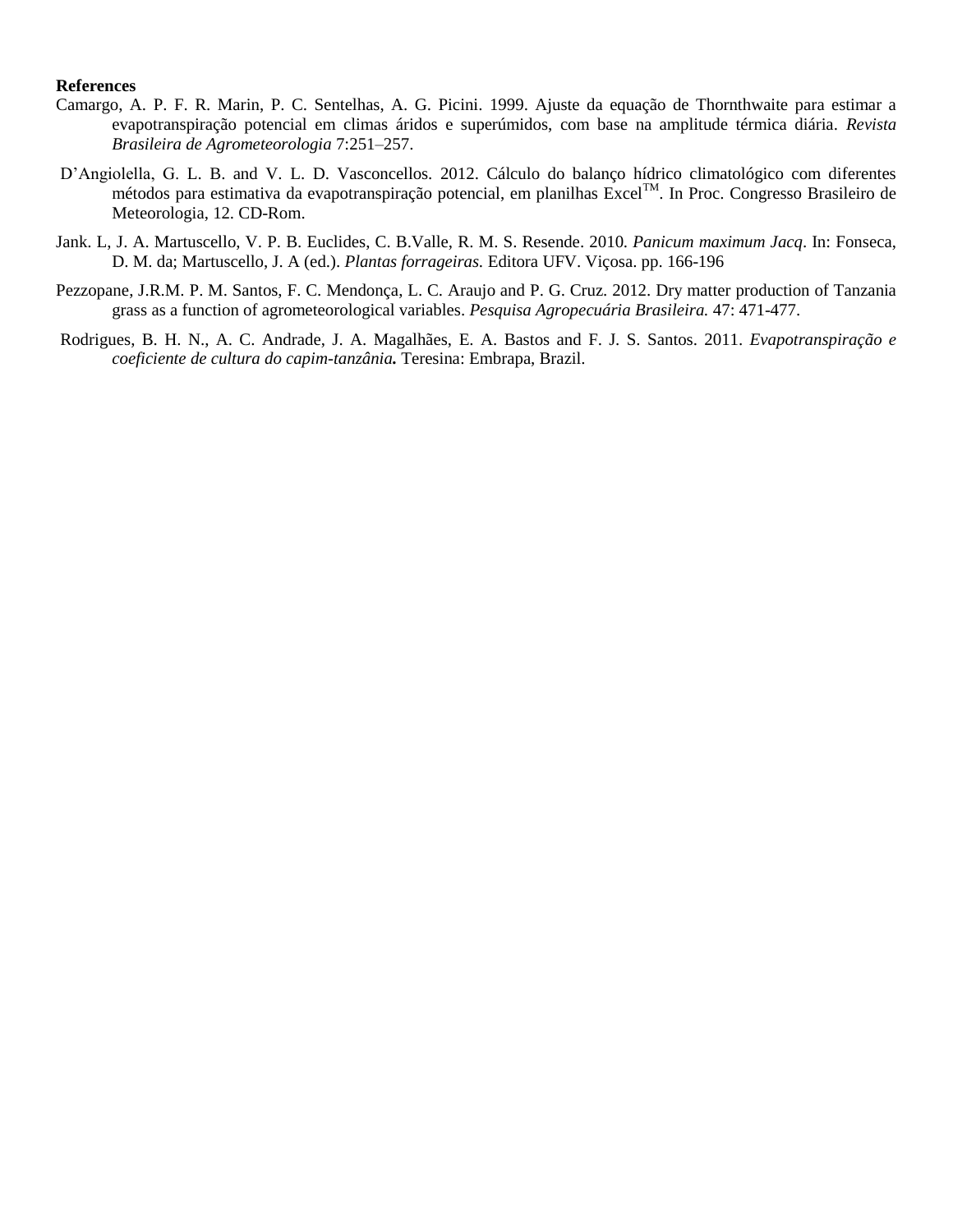**References**

Camargo, A. P. F. R. Marin, P. C. Sentelhas, A. G. Picini. 1999. Ajuste da equação de Thornthwaite para estimar a evapotranspiração potencial em climas áridos e superúmidos, com base na amplitude térmica diária. *Revista Brasileira de Agrometeorologia* 7:251–257.

D'Angiolella, G. L. B. and V. L. D. Vasconcellos. 2012. Cálculo do balanço hídrico climatológico com diferentes métodos para estimativa da evapotranspiração potencial, em planilhas Excel™. In Proc. Congresso Brasileiro de Meteorologia, 12. CD-Rom.

Jank. L, J. A. Martuscello, V. P. B. Euclides, C. B.Valle, R. M. S. Resende. 2010. *Panicum maximum Jacq*. In: Fonseca, D. M. da; Martuscello, J. A (ed.). *Plantas forrageiras.* Editora UFV. Viçosa. pp. 166-196

Pezzopane, J.R.M. P. M. Santos, F. C. Mendonça, L. C. Araujo and P. G. Cruz. 2012. Dry matter production of Tanzania grass as a function of agrometeorological variables. *Pesquisa Agropecuária Brasileira.* 47: 471-477.

Rodrigues, B. H. N., A. C. Andrade, J. A. Magalhães, E. A. Bastos and F. J. S. Santos. 2011. *Evapotranspiração e coeficiente de cultura do capim-tanzânia***.** Teresina: Embrapa, Brazil.